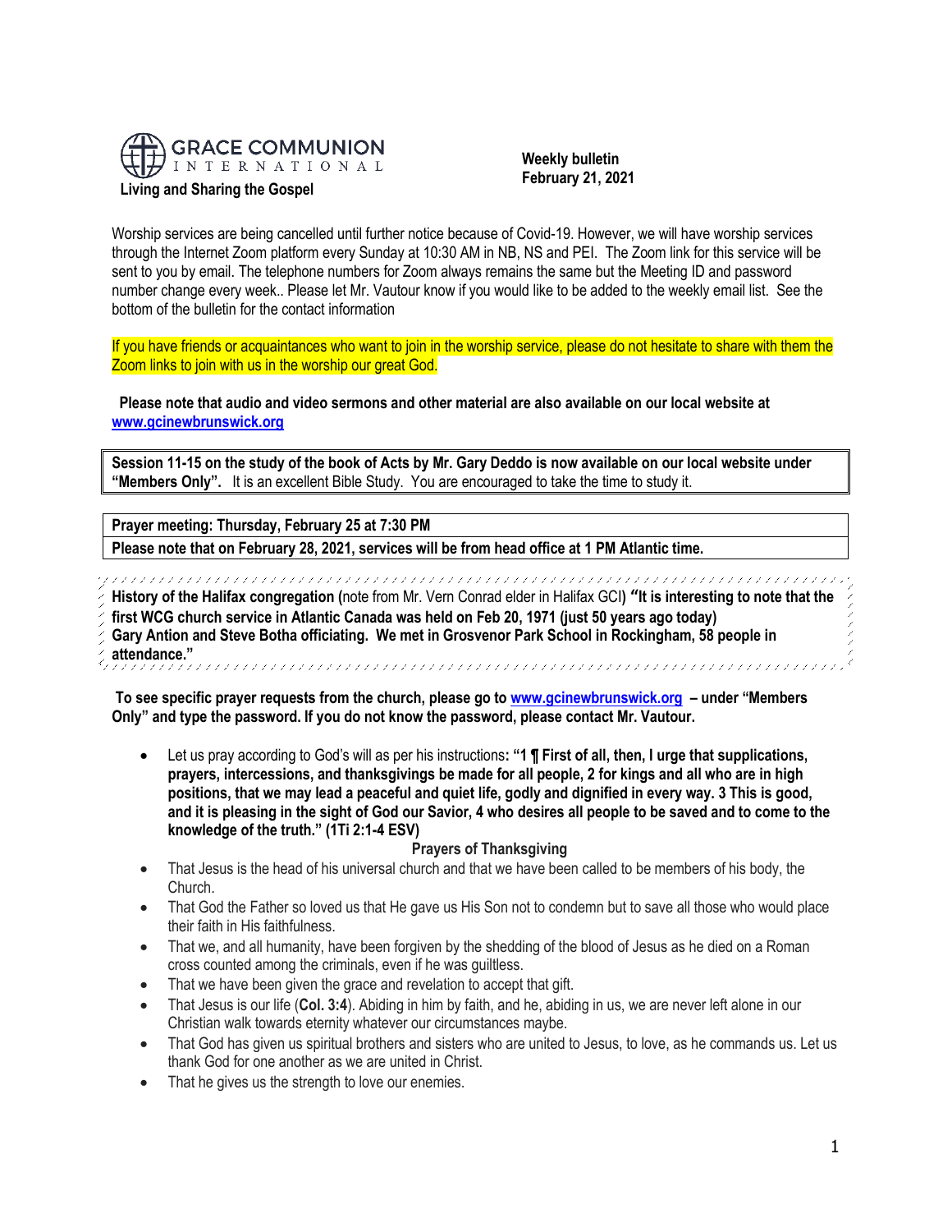**GRACE COMMUNION INTERNATIONAL**

**Living and Sharing the Gospel**

**Weekly bulletin**
**February 21, 2021**

Worship services are being cancelled until further notice because of Covid-19. However, we will have worship services through the Internet Zoom platform every Sunday at 10:30 AM in NB, NS and PEI. The Zoom link for this service will be sent to you by email. The telephone numbers for Zoom always remains the same but the Meeting ID and password number change every week.. Please let Mr. Vautour know if you would like to be added to the weekly email list. See the bottom of the bulletin for the contact information

If you have friends or acquaintances who want to join in the worship service, please do not hesitate to share with them the Zoom links to join with us in the worship our great God.

**Please note that audio and video sermons and other material are also available on our local website at [www.gcinewbrunswick.org](http://www.gcinewbrunswick.org)**

**Session 11-15 on the study of the book of Acts by Mr. Gary Deddo is now available on our local website under "Members Only".** It is an excellent Bible Study. You are encouraged to take the time to study it.

**Prayer meeting: Thursday, February 25 at 7:30 PM**

**Please note that on February 28, 2021, services will be from head office at 1 PM Atlantic time.**

**History of the Halifax congregation (**note from Mr. Vern Conrad elder in Halifax GCI**) "It is interesting to note that the first WCG church service in Atlantic Canada was held on Feb 20, 1971 (just 50 years ago today) Gary Antion and Steve Botha officiating. We met in Grosvenor Park School in Rockingham, 58 people in attendance."**

**To see specific prayer requests from the church, please go to [www.gcinewbrunswick.org](http://www.gcinewbrunswick.org) – under "Members Only" and type the password. If you do not know the password, please contact Mr. Vautour.**

- Let us pray according to God's will as per his instructions**: "1 ¶ First of all, then, I urge that supplications, prayers, intercessions, and thanksgivings be made for all people, 2 for kings and all who are in high positions, that we may lead a peaceful and quiet life, godly and dignified in every way. 3 This is good, and it is pleasing in the sight of God our Savior, 4 who desires all people to be saved and to come to the knowledge of the truth." (1Ti 2:1-4 ESV)**

**Prayers of Thanksgiving**

- That Jesus is the head of his universal church and that we have been called to be members of his body, the Church.
- That God the Father so loved us that He gave us His Son not to condemn but to save all those who would place their faith in His faithfulness.
- That we, and all humanity, have been forgiven by the shedding of the blood of Jesus as he died on a Roman cross counted among the criminals, even if he was guiltless.
- That we have been given the grace and revelation to accept that gift.
- That Jesus is our life (**Col. 3:4**). Abiding in him by faith, and he, abiding in us, we are never left alone in our Christian walk towards eternity whatever our circumstances maybe.
- That God has given us spiritual brothers and sisters who are united to Jesus, to love, as he commands us. Let us thank God for one another as we are united in Christ.
- That he gives us the strength to love our enemies.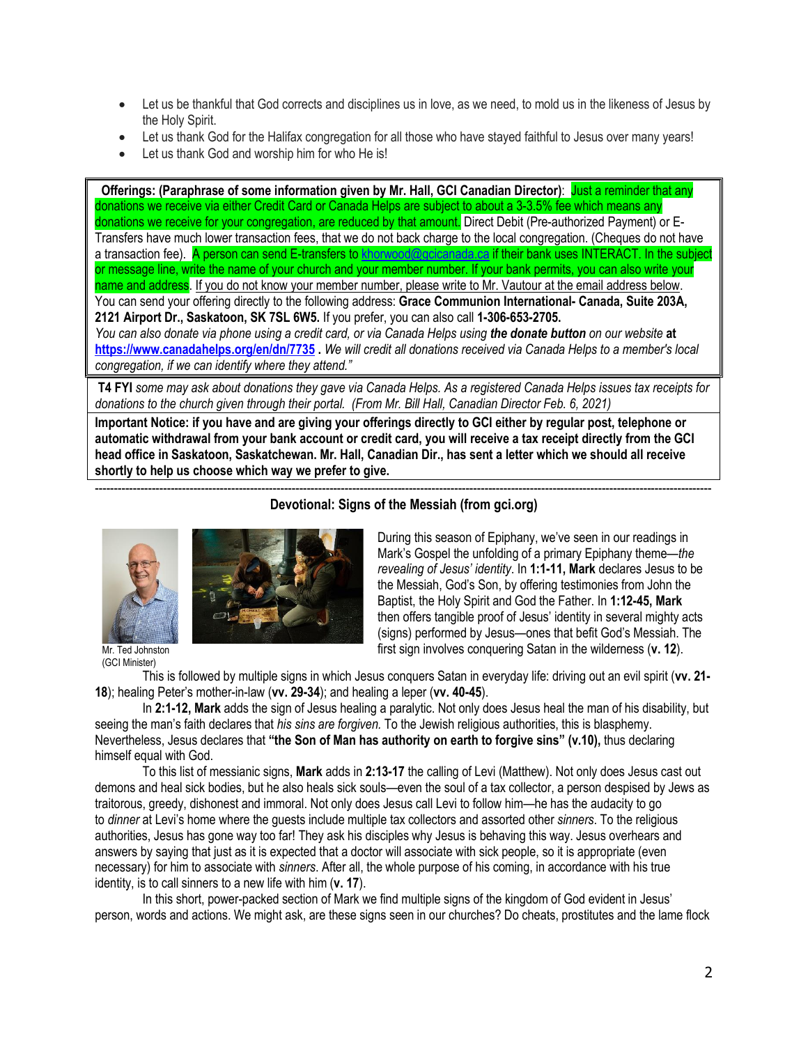- Let us be thankful that God corrects and disciplines us in love, as we need, to mold us in the likeness of Jesus by the Holy Spirit.
- Let us thank God for the Halifax congregation for all those who have stayed faithful to Jesus over many years!
- Let us thank God and worship him for who He is!

**Offerings: (Paraphrase of some information given by Mr. Hall, GCI Canadian Director)**: Just a reminder that any donations we receive via either Credit Card or Canada Helps are subject to about a 3-3.5% fee which means any donations we receive for your congregation, are reduced by that amount. Direct Debit (Pre-authorized Payment) or E-Transfers have much lower transaction fees, that we do not back charge to the local congregation. (Cheques do not have a transaction fee). A person can send E-transfers to [khorwood@gcicanada.ca](mailto:khorwood@gcicanada.ca) if their bank uses INTERACT. In the subject or message line, write the name of your church and your member number. If your bank permits, you can also write your name and address. If you do not know your member number, please write to Mr. Vautour at the email address below. You can send your offering directly to the following address: **Grace Communion International- Canada, Suite 203A, 2121 Airport Dr., Saskatoon, SK 7SL 6W5.** If you prefer, you can also call **1-306-653-2705.**
*You can also donate via phone using a credit card, or via Canada Helps using* ***the donate button*** *on our website* **at** **[https://www.canadahelps.org/en/dn/7735](https://www.canadahelps.org/en/dn/7735)** **.** *We will credit all donations received via Canada Helps to a member's local congregation, if we can identify where they attend."*

**T4 FYI** *some may ask about donations they gave via Canada Helps. As a registered Canada Helps issues tax receipts for donations to the church given through their portal. (From Mr. Bill Hall, Canadian Director Feb. 6, 2021)*

**Important Notice: if you have and are giving your offerings directly to GCI either by regular post, telephone or automatic withdrawal from your bank account or credit card, you will receive a tax receipt directly from the GCI head office in Saskatoon, Saskatchewan. Mr. Hall, Canadian Dir., has sent a letter which we should all receive shortly to help us choose which way we prefer to give.**

---

### Devotional: Signs of the Messiah (from gci.org)

Mr. Ted Johnston (GCI Minister)

During this season of Epiphany, we've seen in our readings in Mark's Gospel the unfolding of a primary Epiphany theme—*the revealing of Jesus' identity*. In **1:1-11, Mark** declares Jesus to be the Messiah, God's Son, by offering testimonies from John the Baptist, the Holy Spirit and God the Father. In **1:12-45, Mark** then offers tangible proof of Jesus' identity in several mighty acts (signs) performed by Jesus—ones that befit God's Messiah. The first sign involves conquering Satan in the wilderness (**v. 12**).

This is followed by multiple signs in which Jesus conquers Satan in everyday life: driving out an evil spirit (**vv. 21-18**); healing Peter's mother-in-law (**vv. 29-34**); and healing a leper (**vv. 40-45**).

In **2:1-12, Mark** adds the sign of Jesus healing a paralytic. Not only does Jesus heal the man of his disability, but seeing the man's faith declares that *his sins are forgiven.* To the Jewish religious authorities, this is blasphemy. Nevertheless, Jesus declares that **"the Son of Man has authority on earth to forgive sins" (v.10),** thus declaring himself equal with God.

To this list of messianic signs, **Mark** adds in **2:13-17** the calling of Levi (Matthew). Not only does Jesus cast out demons and heal sick bodies, but he also heals sick souls—even the soul of a tax collector, a person despised by Jews as traitorous, greedy, dishonest and immoral. Not only does Jesus call Levi to follow him—he has the audacity to go to *dinner* at Levi's home where the guests include multiple tax collectors and assorted other *sinners*. To the religious authorities, Jesus has gone way too far! They ask his disciples why Jesus is behaving this way. Jesus overhears and answers by saying that just as it is expected that a doctor will associate with sick people, so it is appropriate (even necessary) for him to associate with *sinners*. After all, the whole purpose of his coming, in accordance with his true identity, is to call sinners to a new life with him (**v. 17**).

In this short, power-packed section of Mark we find multiple signs of the kingdom of God evident in Jesus' person, words and actions. We might ask, are these signs seen in our churches? Do cheats, prostitutes and the lame flock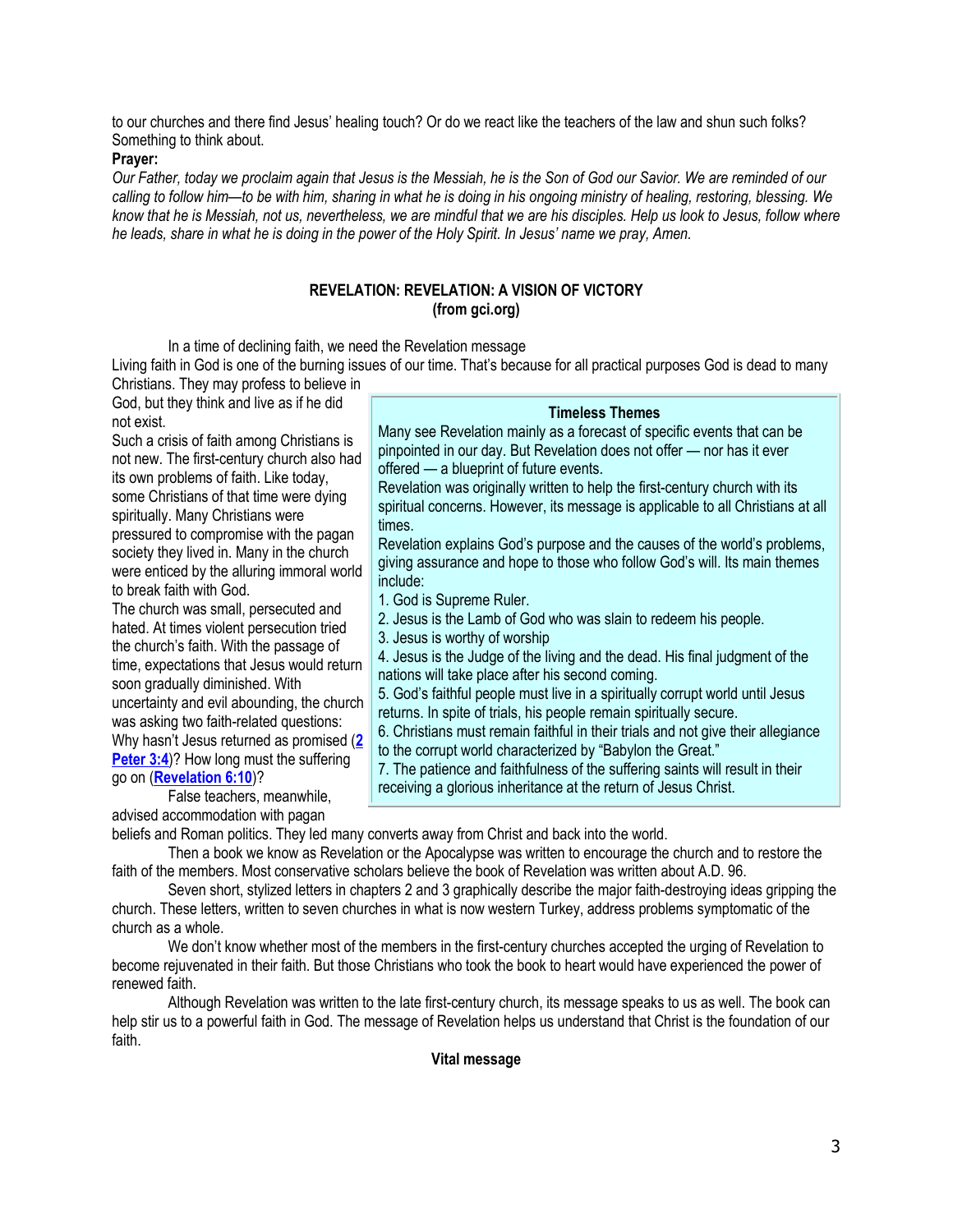to our churches and there find Jesus' healing touch? Or do we react like the teachers of the law and shun such folks? Something to think about.

**Prayer:**

*Our Father, today we proclaim again that Jesus is the Messiah, he is the Son of God our Savior. We are reminded of our calling to follow him—to be with him, sharing in what he is doing in his ongoing ministry of healing, restoring, blessing. We know that he is Messiah, not us, nevertheless, we are mindful that we are his disciples. Help us look to Jesus, follow where he leads, share in what he is doing in the power of the Holy Spirit. In Jesus' name we pray, Amen.*

## REVELATION: REVELATION: A VISION OF VICTORY
**(from gci.org)**

In a time of declining faith, we need the Revelation message

Living faith in God is one of the burning issues of our time. That's because for all practical purposes God is dead to many Christians. They may profess to believe in God, but they think and live as if he did not exist.

Such a crisis of faith among Christians is not new. The first-century church also had its own problems of faith. Like today, some Christians of that time were dying spiritually. Many Christians were pressured to compromise with the pagan society they lived in. Many in the church were enticed by the alluring immoral world to break faith with God.

The church was small, persecuted and hated. At times violent persecution tried the church's faith. With the passage of time, expectations that Jesus would return soon gradually diminished. With uncertainty and evil abounding, the church was asking two faith-related questions: Why hasn't Jesus returned as promised (**2 Peter 3:4**)? How long must the suffering go on (**Revelation 6:10**)?

False teachers, meanwhile, advised accommodation with pagan beliefs and Roman politics. They led many converts away from Christ and back into the world.

Then a book we know as Revelation or the Apocalypse was written to encourage the church and to restore the faith of the members. Most conservative scholars believe the book of Revelation was written about A.D. 96.

Seven short, stylized letters in chapters 2 and 3 graphically describe the major faith-destroying ideas gripping the church. These letters, written to seven churches in what is now western Turkey, address problems symptomatic of the church as a whole.

We don't know whether most of the members in the first-century churches accepted the urging of Revelation to become rejuvenated in their faith. But those Christians who took the book to heart would have experienced the power of renewed faith.

Although Revelation was written to the late first-century church, its message speaks to us as well. The book can help stir us to a powerful faith in God. The message of Revelation helps us understand that Christ is the foundation of our faith.

**Timeless Themes**

Many see Revelation mainly as a forecast of specific events that can be pinpointed in our day. But Revelation does not offer — nor has it ever offered — a blueprint of future events.

Revelation was originally written to help the first-century church with its spiritual concerns. However, its message is applicable to all Christians at all times.

Revelation explains God's purpose and the causes of the world's problems, giving assurance and hope to those who follow God's will. Its main themes include:

1. God is Supreme Ruler.
2. Jesus is the Lamb of God who was slain to redeem his people.
3. Jesus is worthy of worship
4. Jesus is the Judge of the living and the dead. His final judgment of the nations will take place after his second coming.
5. God's faithful people must live in a spiritually corrupt world until Jesus returns. In spite of trials, his people remain spiritually secure.
6. Christians must remain faithful in their trials and not give their allegiance to the corrupt world characterized by "Babylon the Great."
7. The patience and faithfulness of the suffering saints will result in their receiving a glorious inheritance at the return of Jesus Christ.

### Vital message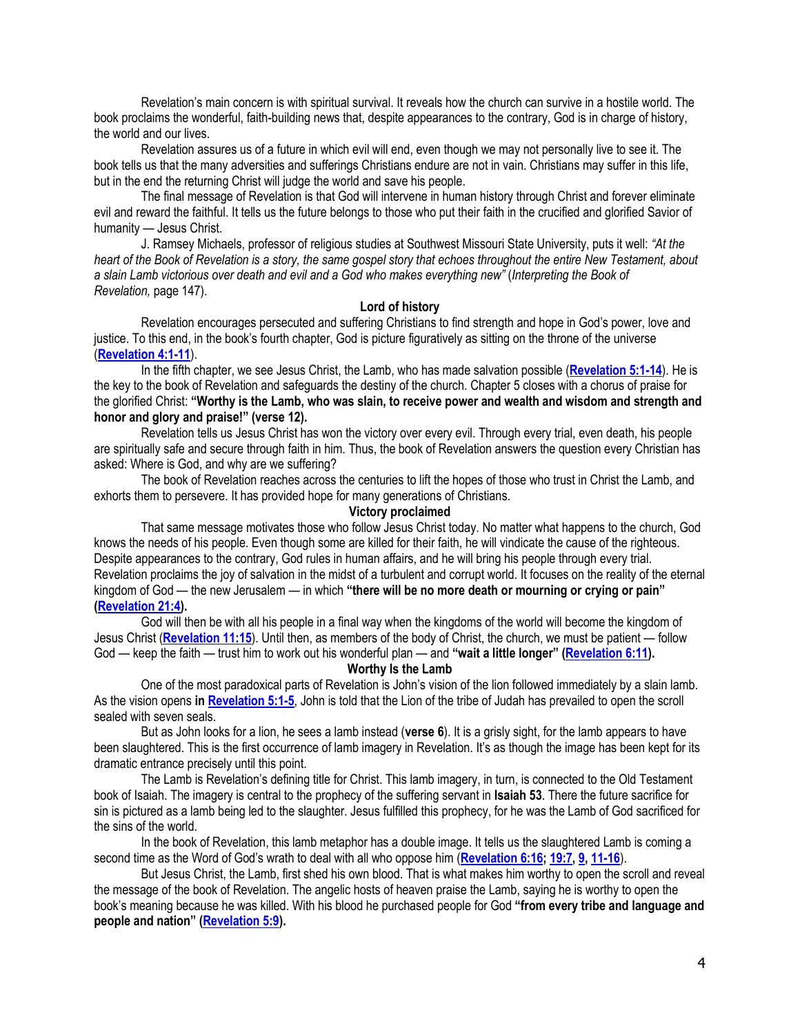Revelation's main concern is with spiritual survival. It reveals how the church can survive in a hostile world. The book proclaims the wonderful, faith-building news that, despite appearances to the contrary, God is in charge of history, the world and our lives.

Revelation assures us of a future in which evil will end, even though we may not personally live to see it. The book tells us that the many adversities and sufferings Christians endure are not in vain. Christians may suffer in this life, but in the end the returning Christ will judge the world and save his people.

The final message of Revelation is that God will intervene in human history through Christ and forever eliminate evil and reward the faithful. It tells us the future belongs to those who put their faith in the crucified and glorified Savior of humanity — Jesus Christ.

J. Ramsey Michaels, professor of religious studies at Southwest Missouri State University, puts it well: *"At the heart of the Book of Revelation is a story, the same gospel story that echoes throughout the entire New Testament, about a slain Lamb victorious over death and evil and a God who makes everything new"* (*Interpreting the Book of Revelation,* page 147).

**Lord of history**

Revelation encourages persecuted and suffering Christians to find strength and hope in God's power, love and justice. To this end, in the book's fourth chapter, God is picture figuratively as sitting on the throne of the universe (**Revelation 4:1-11**).

In the fifth chapter, we see Jesus Christ, the Lamb, who has made salvation possible (**Revelation 5:1-14**). He is the key to the book of Revelation and safeguards the destiny of the church. Chapter 5 closes with a chorus of praise for the glorified Christ: **"Worthy is the Lamb, who was slain, to receive power and wealth and wisdom and strength and honor and glory and praise!" (verse 12).**

Revelation tells us Jesus Christ has won the victory over every evil. Through every trial, even death, his people are spiritually safe and secure through faith in him. Thus, the book of Revelation answers the question every Christian has asked: Where is God, and why are we suffering?

The book of Revelation reaches across the centuries to lift the hopes of those who trust in Christ the Lamb, and exhorts them to persevere. It has provided hope for many generations of Christians.

**Victory proclaimed**

That same message motivates those who follow Jesus Christ today. No matter what happens to the church, God knows the needs of his people. Even though some are killed for their faith, he will vindicate the cause of the righteous. Despite appearances to the contrary, God rules in human affairs, and he will bring his people through every trial. Revelation proclaims the joy of salvation in the midst of a turbulent and corrupt world. It focuses on the reality of the eternal kingdom of God — the new Jerusalem — in which **"there will be no more death or mourning or crying or pain" (Revelation 21:4).**

God will then be with all his people in a final way when the kingdoms of the world will become the kingdom of Jesus Christ (**Revelation 11:15**). Until then, as members of the body of Christ, the church, we must be patient — follow God — keep the faith — trust him to work out his wonderful plan — and **"wait a little longer" (Revelation 6:11).**

**Worthy Is the Lamb**

One of the most paradoxical parts of Revelation is John's vision of the lion followed immediately by a slain lamb. As the vision opens **in Revelation 5:1-5**, John is told that the Lion of the tribe of Judah has prevailed to open the scroll sealed with seven seals.

But as John looks for a lion, he sees a lamb instead (**verse 6**). It is a grisly sight, for the lamb appears to have been slaughtered. This is the first occurrence of lamb imagery in Revelation. It's as though the image has been kept for its dramatic entrance precisely until this point.

The Lamb is Revelation's defining title for Christ. This lamb imagery, in turn, is connected to the Old Testament book of Isaiah. The imagery is central to the prophecy of the suffering servant in **Isaiah 53**. There the future sacrifice for sin is pictured as a lamb being led to the slaughter. Jesus fulfilled this prophecy, for he was the Lamb of God sacrificed for the sins of the world.

In the book of Revelation, this lamb metaphor has a double image. It tells us the slaughtered Lamb is coming a second time as the Word of God's wrath to deal with all who oppose him (**Revelation 6:16; 19:7, 9, 11-16**).

But Jesus Christ, the Lamb, first shed his own blood. That is what makes him worthy to open the scroll and reveal the message of the book of Revelation. The angelic hosts of heaven praise the Lamb, saying he is worthy to open the book's meaning because he was killed. With his blood he purchased people for God **"from every tribe and language and people and nation" (Revelation 5:9).**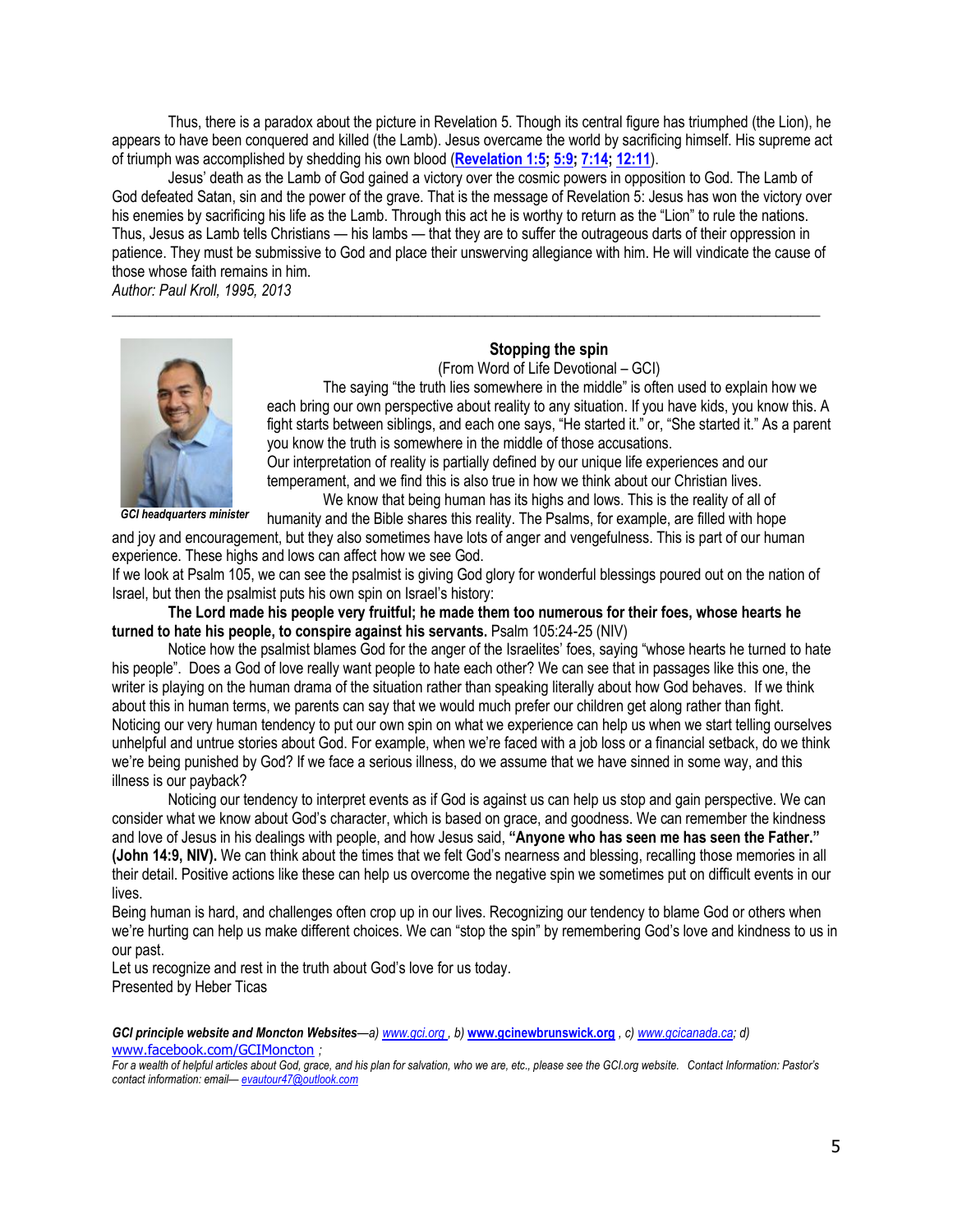Thus, there is a paradox about the picture in Revelation 5. Though its central figure has triumphed (the Lion), he appears to have been conquered and killed (the Lamb). Jesus overcame the world by sacrificing himself. His supreme act of triumph was accomplished by shedding his own blood (**Revelation 1:5**; **5:9**; **7:14**; **12:11**).

Jesus' death as the Lamb of God gained a victory over the cosmic powers in opposition to God. The Lamb of God defeated Satan, sin and the power of the grave. That is the message of Revelation 5: Jesus has won the victory over his enemies by sacrificing his life as the Lamb. Through this act he is worthy to return as the "Lion" to rule the nations. Thus, Jesus as Lamb tells Christians — his lambs — that they are to suffer the outrageous darts of their oppression in patience. They must be submissive to God and place their unswerving allegiance with him. He will vindicate the cause of those whose faith remains in him.

*Author: Paul Kroll, 1995, 2013*

---

***GCI headquarters minister***

## Stopping the spin

(From Word of Life Devotional – GCI)

The saying "the truth lies somewhere in the middle" is often used to explain how we each bring our own perspective about reality to any situation. If you have kids, you know this. A fight starts between siblings, and each one says, "He started it." or, "She started it." As a parent you know the truth is somewhere in the middle of those accusations.

Our interpretation of reality is partially defined by our unique life experiences and our temperament, and we find this is also true in how we think about our Christian lives.

We know that being human has its highs and lows. This is the reality of all of humanity and the Bible shares this reality. The Psalms, for example, are filled with hope and joy and encouragement, but they also sometimes have lots of anger and vengefulness. This is part of our human experience. These highs and lows can affect how we see God.

If we look at Psalm 105, we can see the psalmist is giving God glory for wonderful blessings poured out on the nation of Israel, but then the psalmist puts his own spin on Israel's history:

**The Lord made his people very fruitful; he made them too numerous for their foes, whose hearts he turned to hate his people, to conspire against his servants.** Psalm 105:24-25 (NIV)

Notice how the psalmist blames God for the anger of the Israelites' foes, saying "whose hearts he turned to hate his people". Does a God of love really want people to hate each other? We can see that in passages like this one, the writer is playing on the human drama of the situation rather than speaking literally about how God behaves. If we think about this in human terms, we parents can say that we would much prefer our children get along rather than fight.

Noticing our very human tendency to put our own spin on what we experience can help us when we start telling ourselves unhelpful and untrue stories about God. For example, when we're faced with a job loss or a financial setback, do we think we're being punished by God? If we face a serious illness, do we assume that we have sinned in some way, and this illness is our payback?

Noticing our tendency to interpret events as if God is against us can help us stop and gain perspective. We can consider what we know about God's character, which is based on grace, and goodness. We can remember the kindness and love of Jesus in his dealings with people, and how Jesus said, **"Anyone who has seen me has seen the Father." (John 14:9, NIV).** We can think about the times that we felt God's nearness and blessing, recalling those memories in all their detail. Positive actions like these can help us overcome the negative spin we sometimes put on difficult events in our lives.

Being human is hard, and challenges often crop up in our lives. Recognizing our tendency to blame God or others when we're hurting can help us make different choices. We can "stop the spin" by remembering God's love and kindness to us in our past.

Let us recognize and rest in the truth about God's love for us today.

Presented by Heber Ticas

***GCI principle website and Moncton Websites****—a) www.gci.org , b)* **www.gcinewbrunswick.org** *, c) www.gcicanada.ca; d)* www.facebook.com/GCIMoncton *;*

*For a wealth of helpful articles about God, grace, and his plan for salvation, who we are, etc., please see the GCI.org website. Contact Information: Pastor's contact information: email— evautour47@outlook.com*